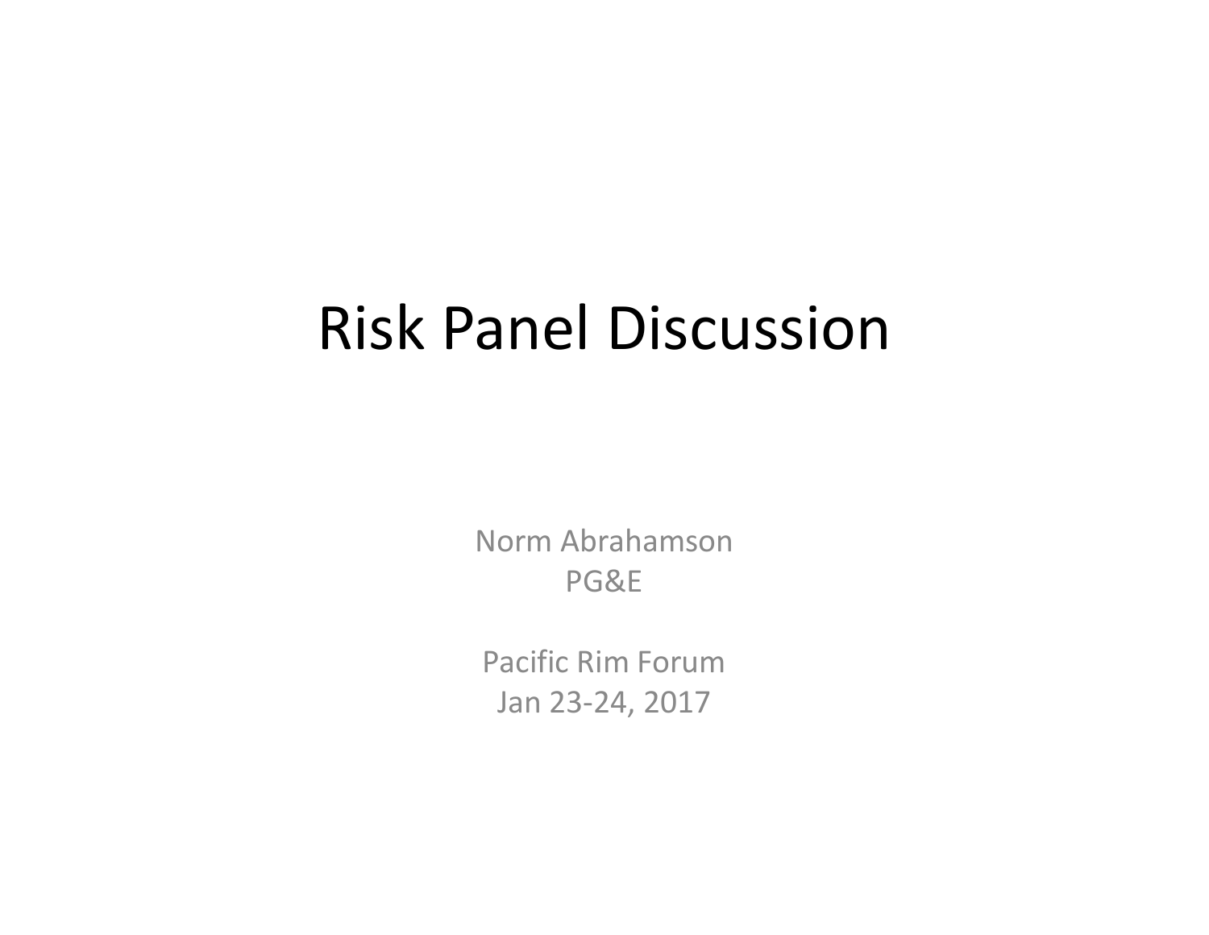# Risk Panel Discussion

Norm Abrahamson
PG&E

Pacific Rim Forum
Jan 23-24, 2017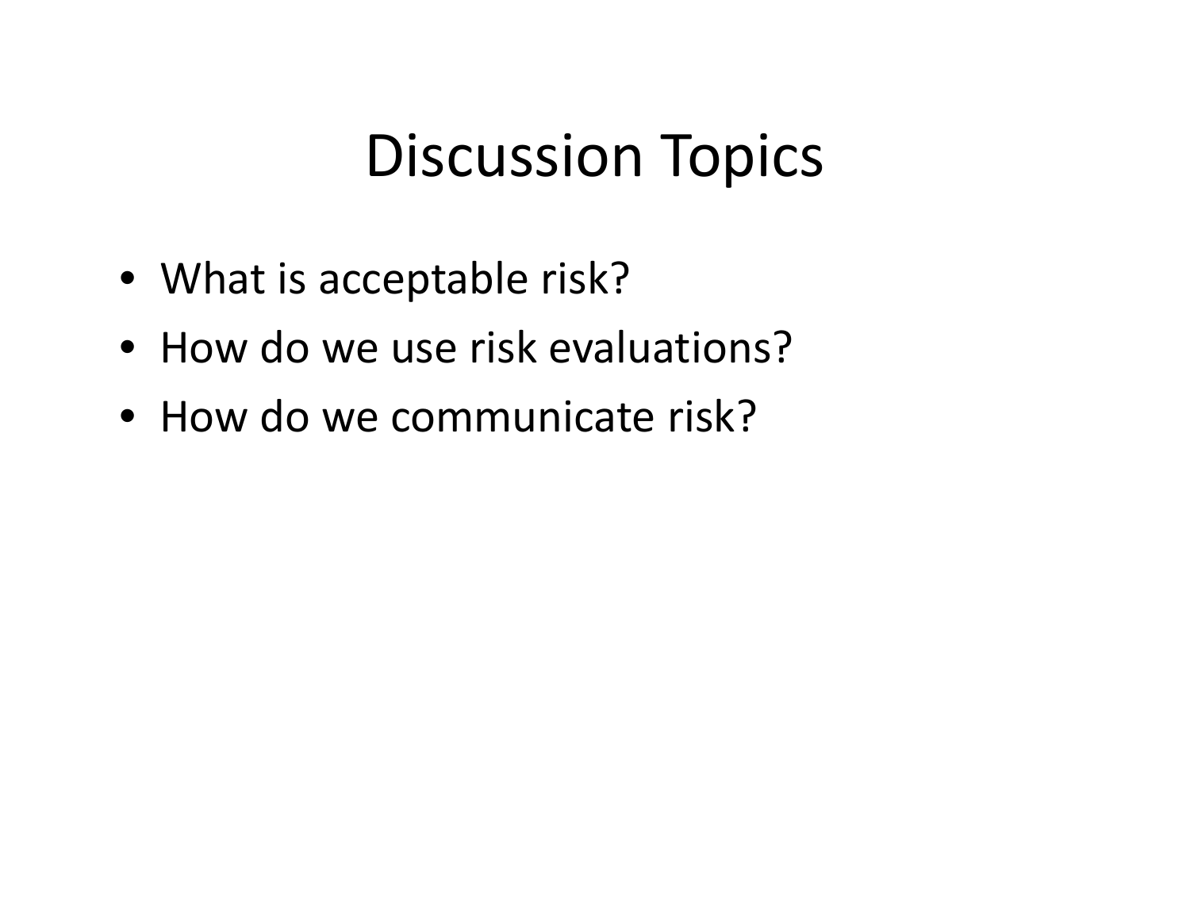# Discussion Topics

- What is acceptable risk?
- How do we use risk evaluations?
- How do we communicate risk?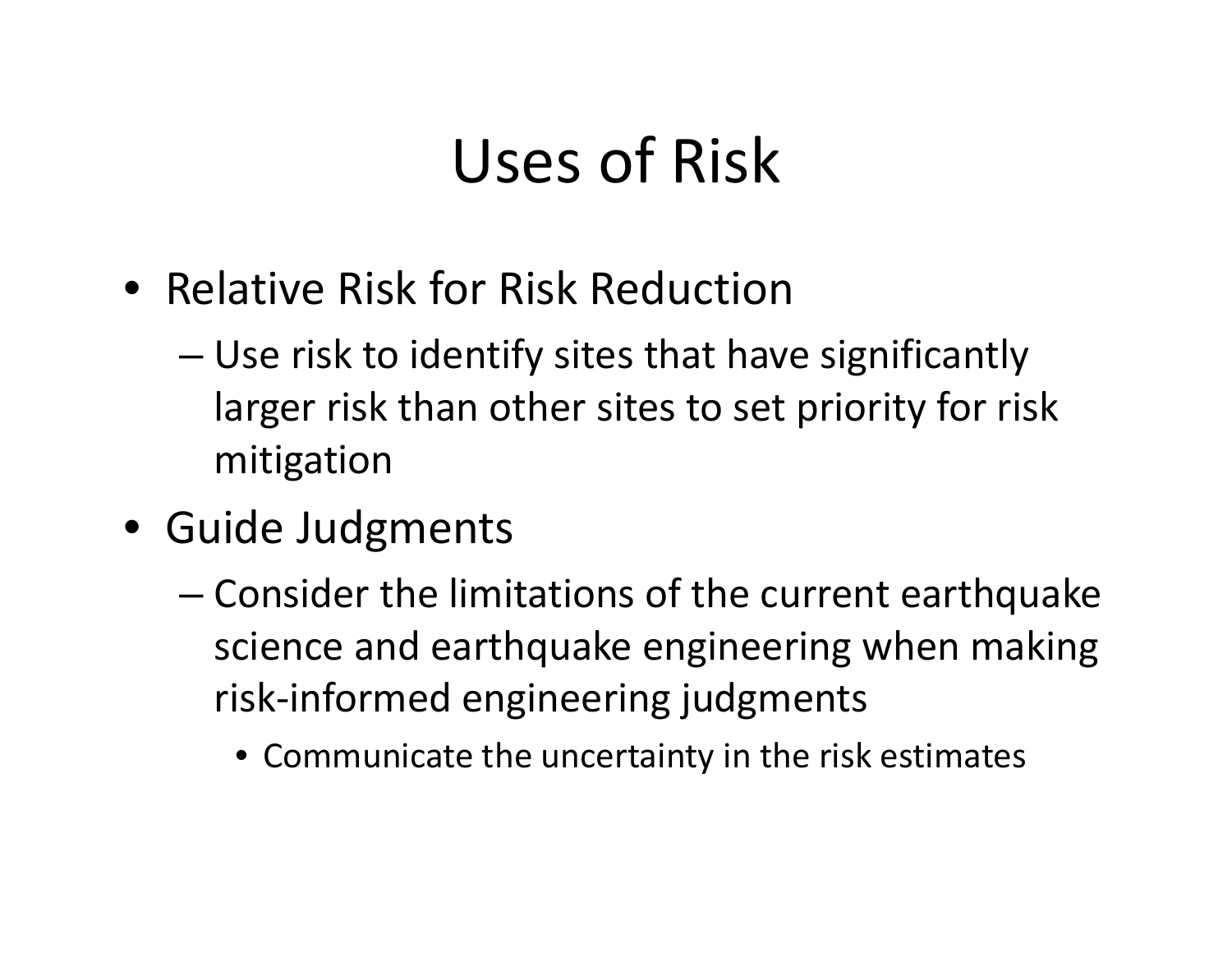# Uses of Risk

- Relative Risk for Risk Reduction
  - Use risk to identify sites that have significantly larger risk than other sites to set priority for risk mitigation
- Guide Judgments
  - Consider the limitations of the current earthquake science and earthquake engineering when making risk-informed engineering judgments
    - Communicate the uncertainty in the risk estimates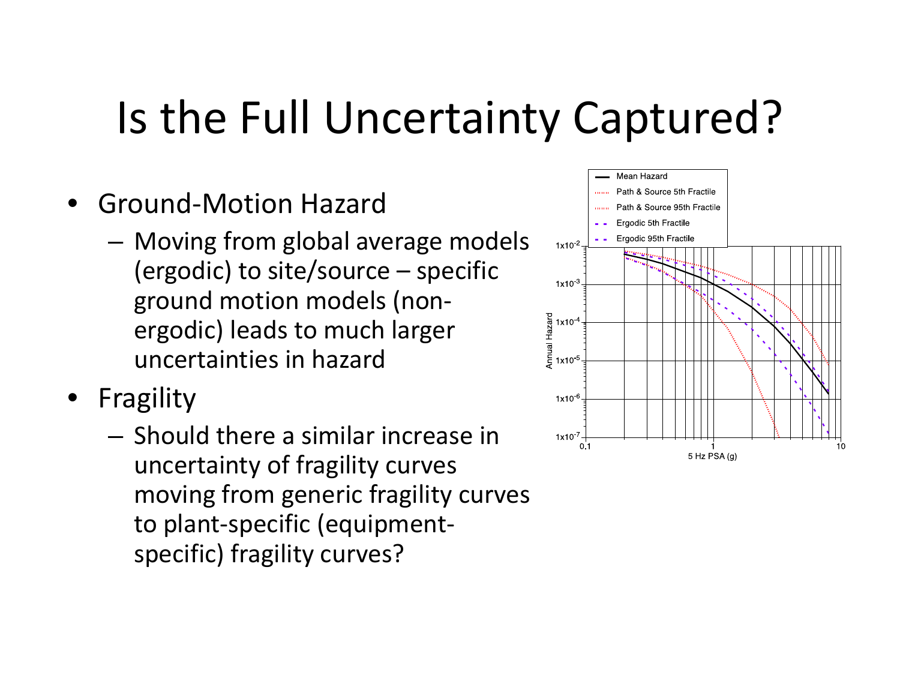# Is the Full Uncertainty Captured?

- Ground-Motion Hazard
  - Moving from global average models (ergodic) to site/source – specific ground motion models (non-ergodic) leads to much larger uncertainties in hazard
- Fragility
  - Should there a similar increase in uncertainty of fragility curves moving from generic fragility curves to plant-specific (equipment-specific) fragility curves?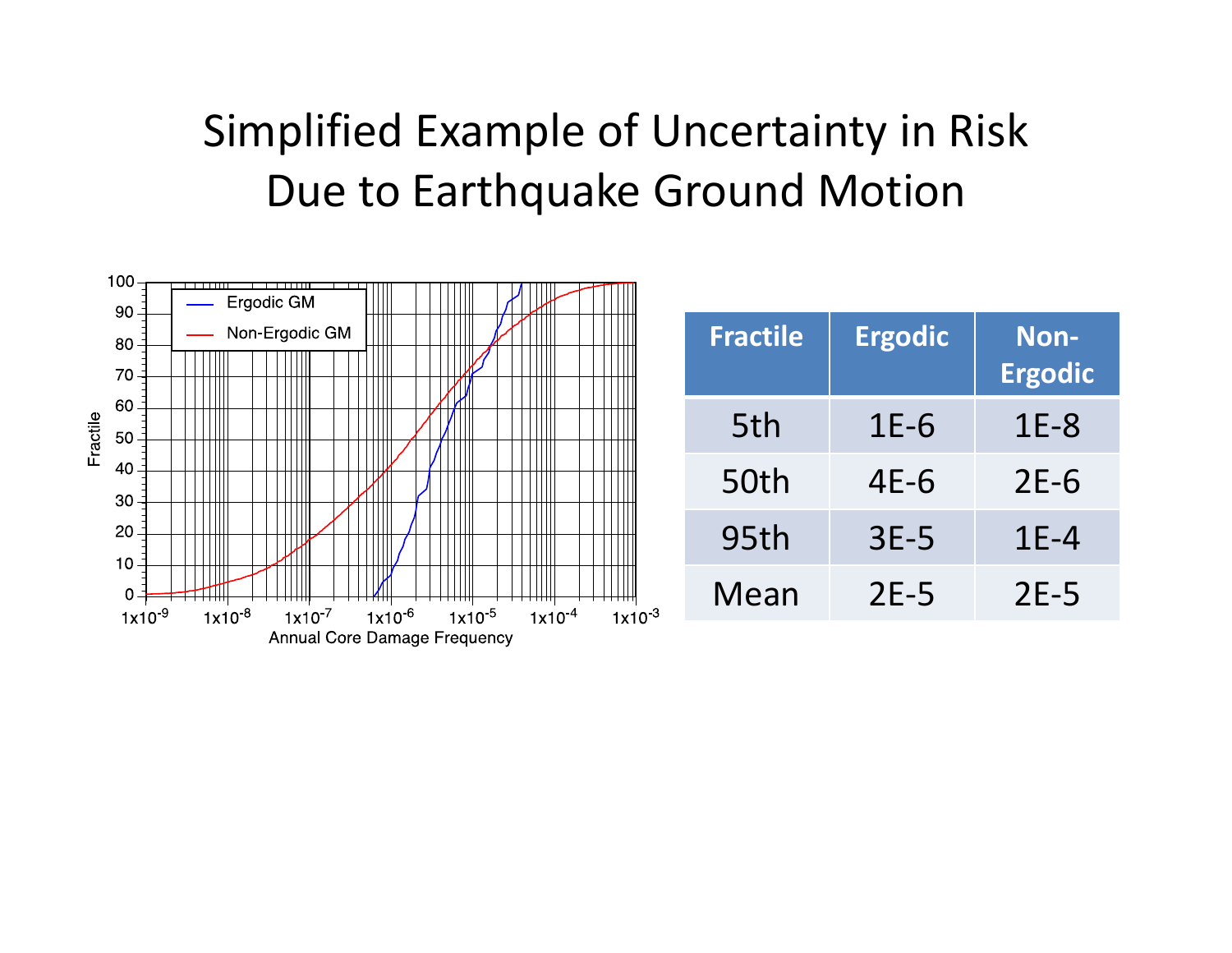# Simplified Example of Uncertainty in Risk Due to Earthquake Ground Motion

| Fractile | Ergodic | Non-Ergodic |
|---|---|---|
| 5th | 1E-6 | 1E-8 |
| 50th | 4E-6 | 2E-6 |
| 95th | 3E-5 | 1E-4 |
| Mean | 2E-5 | 2E-5 |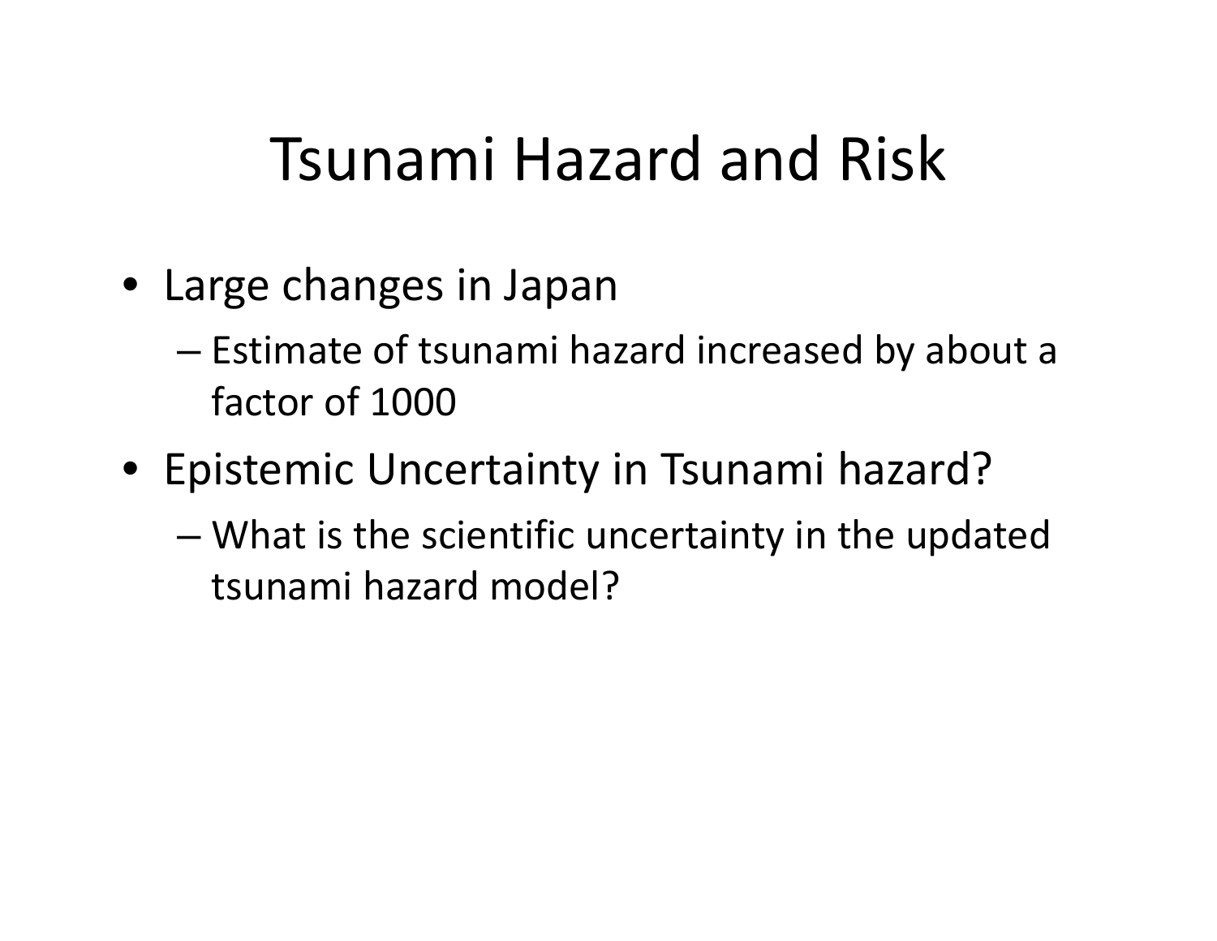# Tsunami Hazard and Risk

- Large changes in Japan
  - Estimate of tsunami hazard increased by about a factor of 1000
- Epistemic Uncertainty in Tsunami hazard?
  - What is the scientific uncertainty in the updated tsunami hazard model?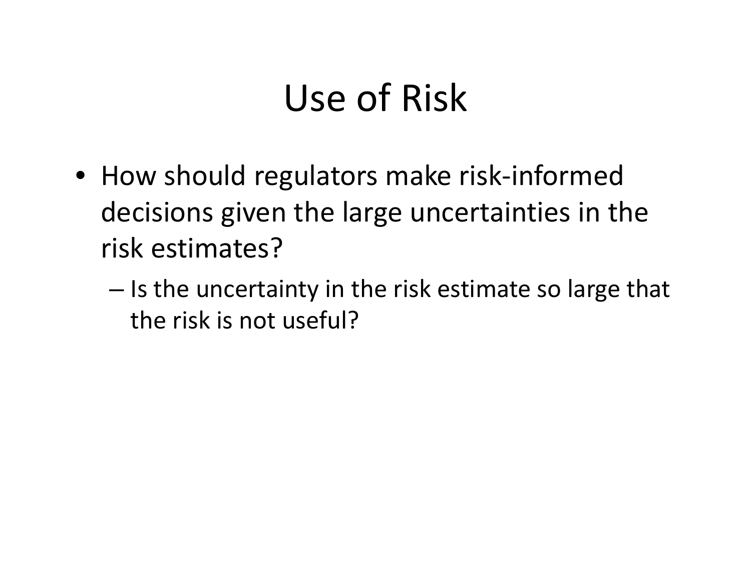# Use of Risk

- How should regulators make risk-informed decisions given the large uncertainties in the risk estimates?
  - Is the uncertainty in the risk estimate so large that the risk is not useful?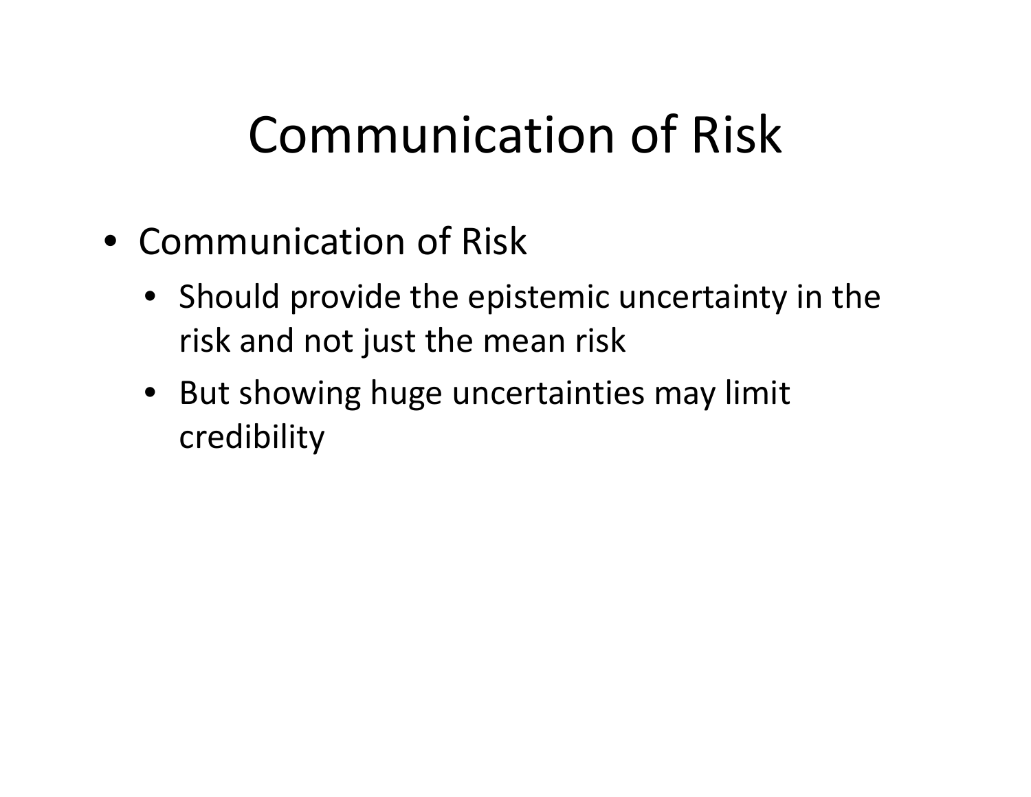# Communication of Risk

- Communication of Risk
  - Should provide the epistemic uncertainty in the risk and not just the mean risk
  - But showing huge uncertainties may limit credibility